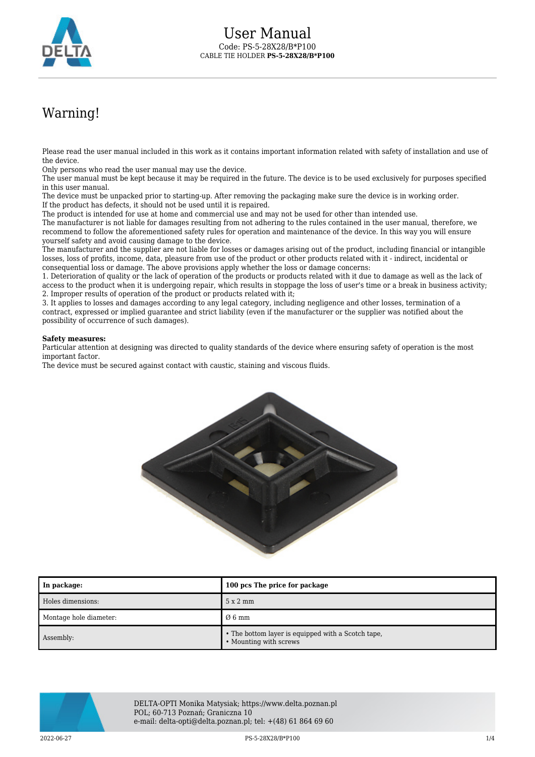# User Manual

Code: PS-5-28X28/B*P100

CABLE TIE HOLDER **PS-5-28X28/B*P100**

## Warning!

Please read the user manual included in this work as it contains important information related with safety of installation and use of the device.

Only persons who read the user manual may use the device.

The user manual must be kept because it may be required in the future. The device is to be used exclusively for purposes specified in this user manual.

The device must be unpacked prior to starting-up. After removing the packaging make sure the device is in working order.

If the product has defects, it should not be used until it is repaired.

The product is intended for use at home and commercial use and may not be used for other than intended use.

The manufacturer is not liable for damages resulting from not adhering to the rules contained in the user manual, therefore, we recommend to follow the aforementioned safety rules for operation and maintenance of the device. In this way you will ensure yourself safety and avoid causing damage to the device.

The manufacturer and the supplier are not liable for losses or damages arising out of the product, including financial or intangible losses, loss of profits, income, data, pleasure from use of the product or other products related with it - indirect, incidental or consequential loss or damage. The above provisions apply whether the loss or damage concerns:

1. Deterioration of quality or the lack of operation of the products or products related with it due to damage as well as the lack of access to the product when it is undergoing repair, which results in stoppage the loss of user's time or a break in business activity;
2. Improper results of operation of the product or products related with it;
3. It applies to losses and damages according to any legal category, including negligence and other losses, termination of a contract, expressed or implied guarantee and strict liability (even if the manufacturer or the supplier was notified about the possibility of occurrence of such damages).

**Safety measures:**

Particular attention at designing was directed to quality standards of the device where ensuring safety of operation is the most important factor.

The device must be secured against contact with caustic, staining and viscous fluids.

| **In package:** | **100 pcs The price for package** |
|---|---|
| Holes dimensions: | 5 x 2 mm |
| Montage hole diameter: | Ø 6 mm |
| Assembly: | • The bottom layer is equipped with a Scotch tape,<br>• Mounting with screws |

DELTA-OPTI Monika Matysiak; https://www.delta.poznan.pl
POL; 60-713 Poznań; Graniczna 10
e-mail: delta-opti@delta.poznan.pl; tel: +(48) 61 864 69 60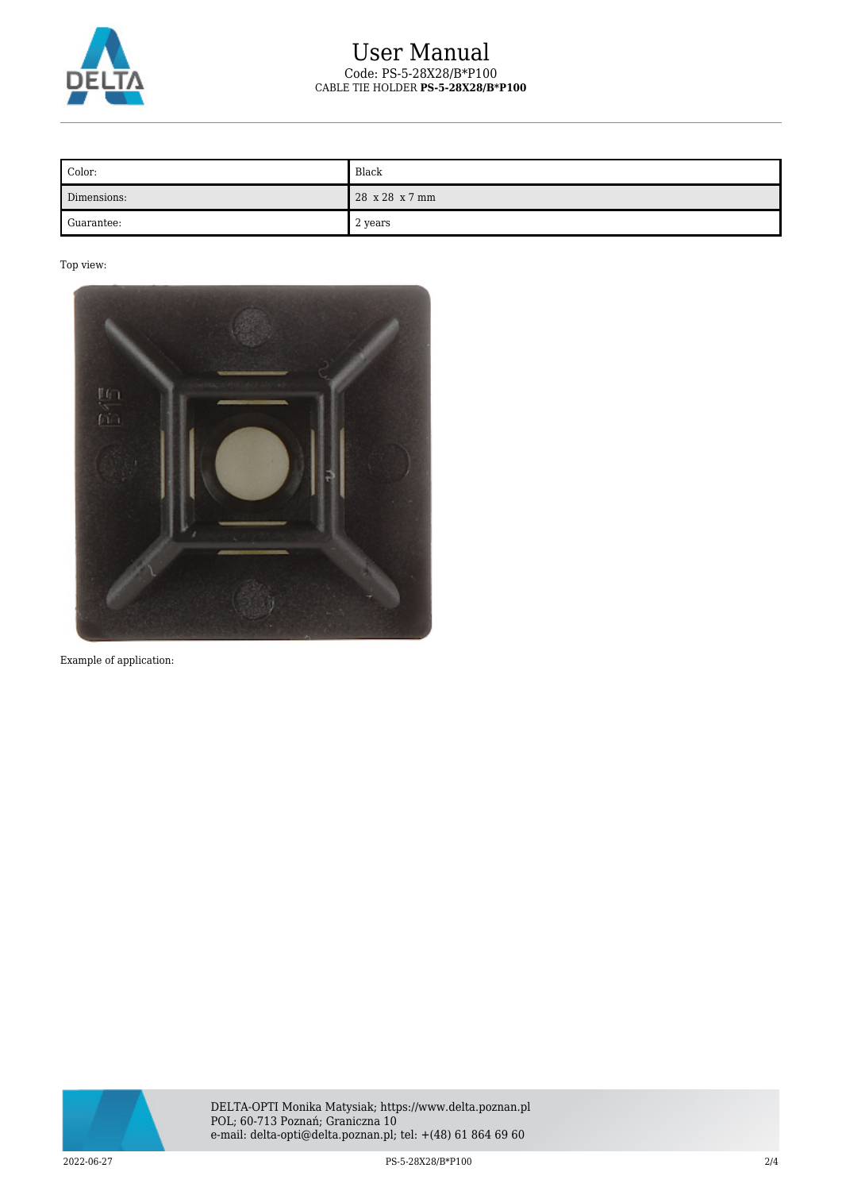# User Manual

Code: PS-5-28X28/B*P100

CABLE TIE HOLDER **PS-5-28X28/B*P100**

| Color: | Black |
| --- | --- |
| Dimensions: | 28 x 28 x 7 mm |
| Guarantee: | 2 years |

Top view:

Example of application: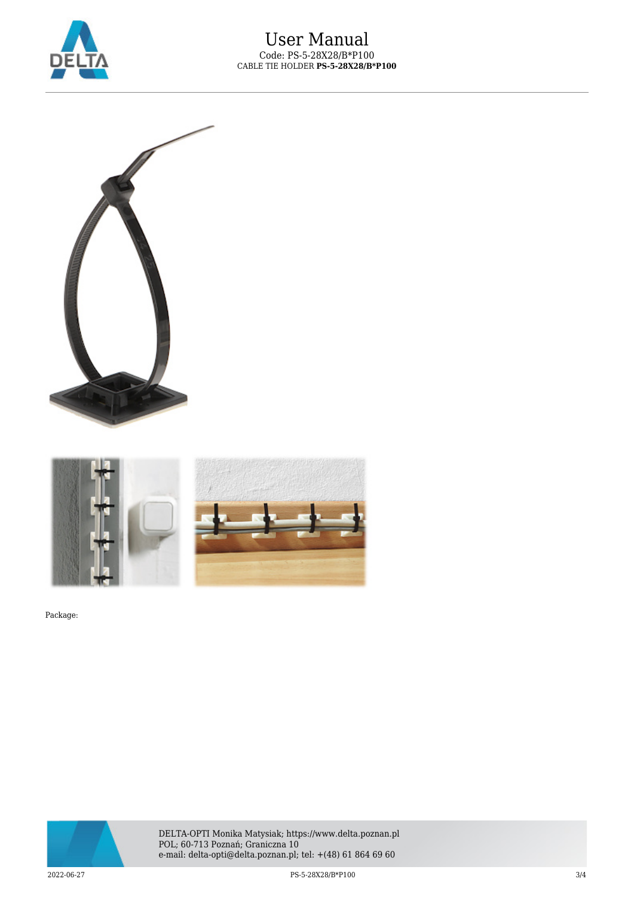Package: